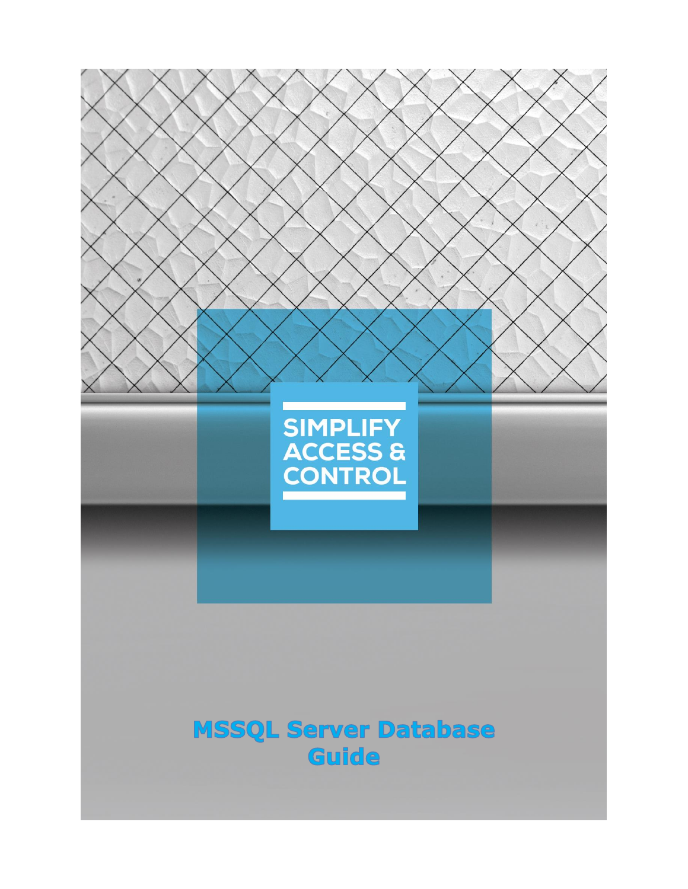SIMPLIFY ACCESS & CONTROL

# MSSQL Server Database Guide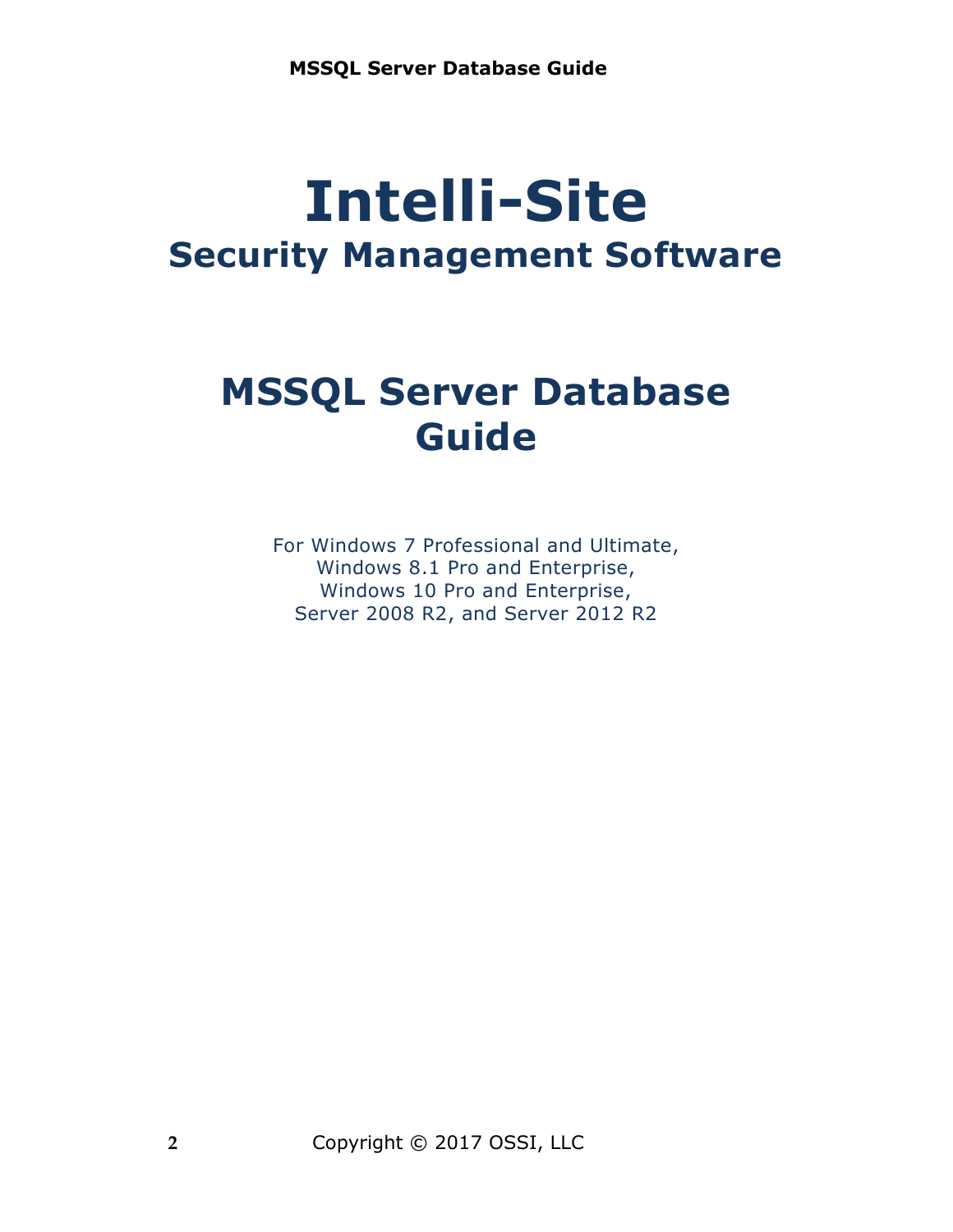# Intelli-Site

## Security Management Software

# MSSQL Server Database Guide

For Windows 7 Professional and Ultimate,
Windows 8.1 Pro and Enterprise,
Windows 10 Pro and Enterprise,
Server 2008 R2, and Server 2012 R2

Copyright © 2017 OSSI, LLC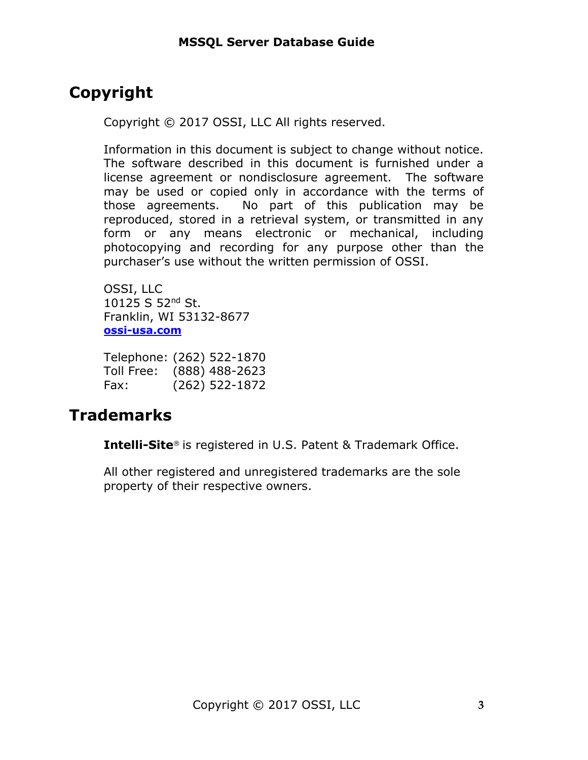# Copyright

Copyright © 2017 OSSI, LLC All rights reserved.

Information in this document is subject to change without notice. The software described in this document is furnished under a license agreement or nondisclosure agreement. The software may be used or copied only in accordance with the terms of those agreements. No part of this publication may be reproduced, stored in a retrieval system, or transmitted in any form or any means electronic or mechanical, including photocopying and recording for any purpose other than the purchaser's use without the written permission of OSSI.

OSSI, LLC
10125 S 52nd St.
Franklin, WI 53132-8677
[ossi-usa.com](ossi-usa.com)

Telephone: (262) 522-1870
Toll Free: (888) 488-2623
Fax: (262) 522-1872

# Trademarks

**Intelli-Site**® is registered in U.S. Patent & Trademark Office.

All other registered and unregistered trademarks are the sole property of their respective owners.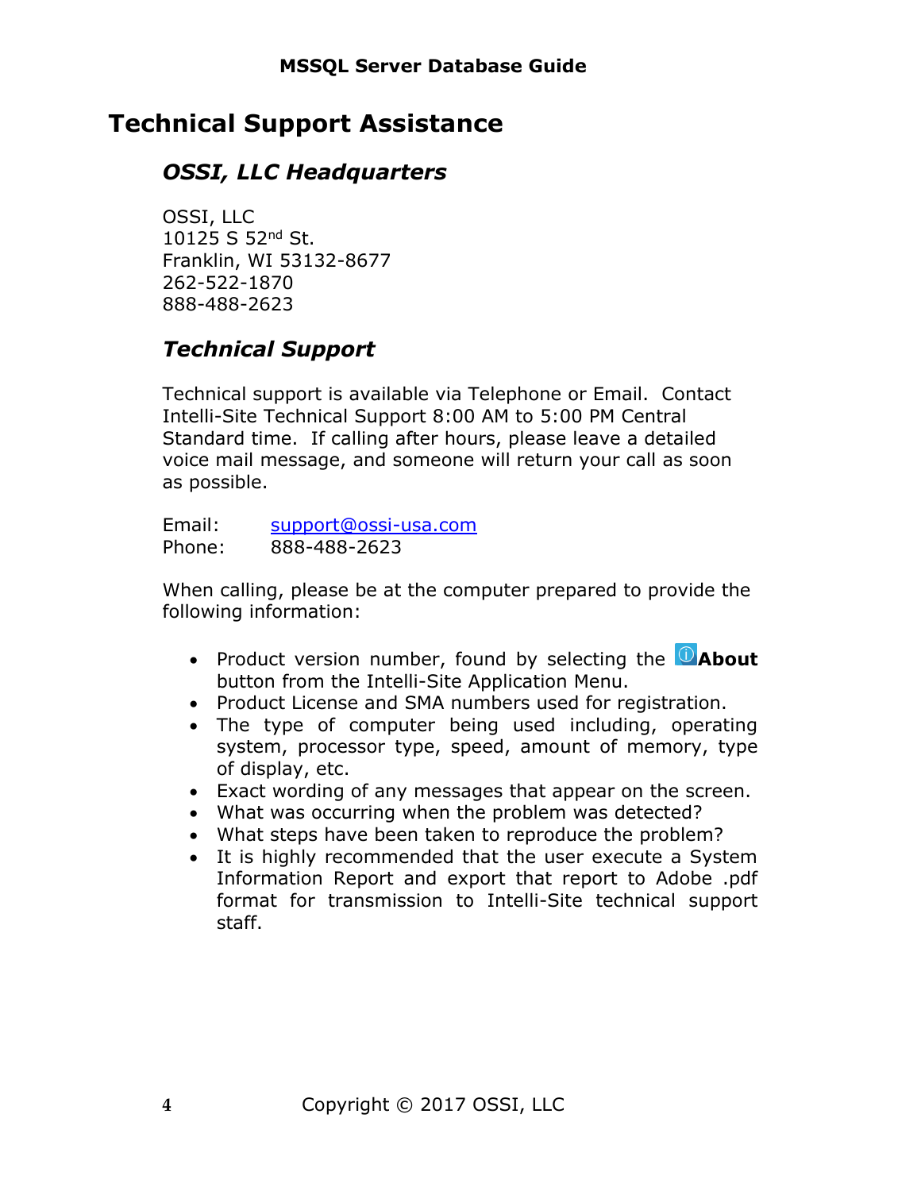# Technical Support Assistance

## *OSSI, LLC Headquarters*

OSSI, LLC
10125 S 52nd St.
Franklin, WI 53132-8677
262-522-1870
888-488-2623

## *Technical Support*

Technical support is available via Telephone or Email. Contact Intelli-Site Technical Support 8:00 AM to 5:00 PM Central Standard time. If calling after hours, please leave a detailed voice mail message, and someone will return your call as soon as possible.

Email: support@ossi-usa.com
Phone: 888-488-2623

When calling, please be at the computer prepared to provide the following information:

- Product version number, found by selecting the **About** button from the Intelli-Site Application Menu.
- Product License and SMA numbers used for registration.
- The type of computer being used including, operating system, processor type, speed, amount of memory, type of display, etc.
- Exact wording of any messages that appear on the screen.
- What was occurring when the problem was detected?
- What steps have been taken to reproduce the problem?
- It is highly recommended that the user execute a System Information Report and export that report to Adobe .pdf format for transmission to Intelli-Site technical support staff.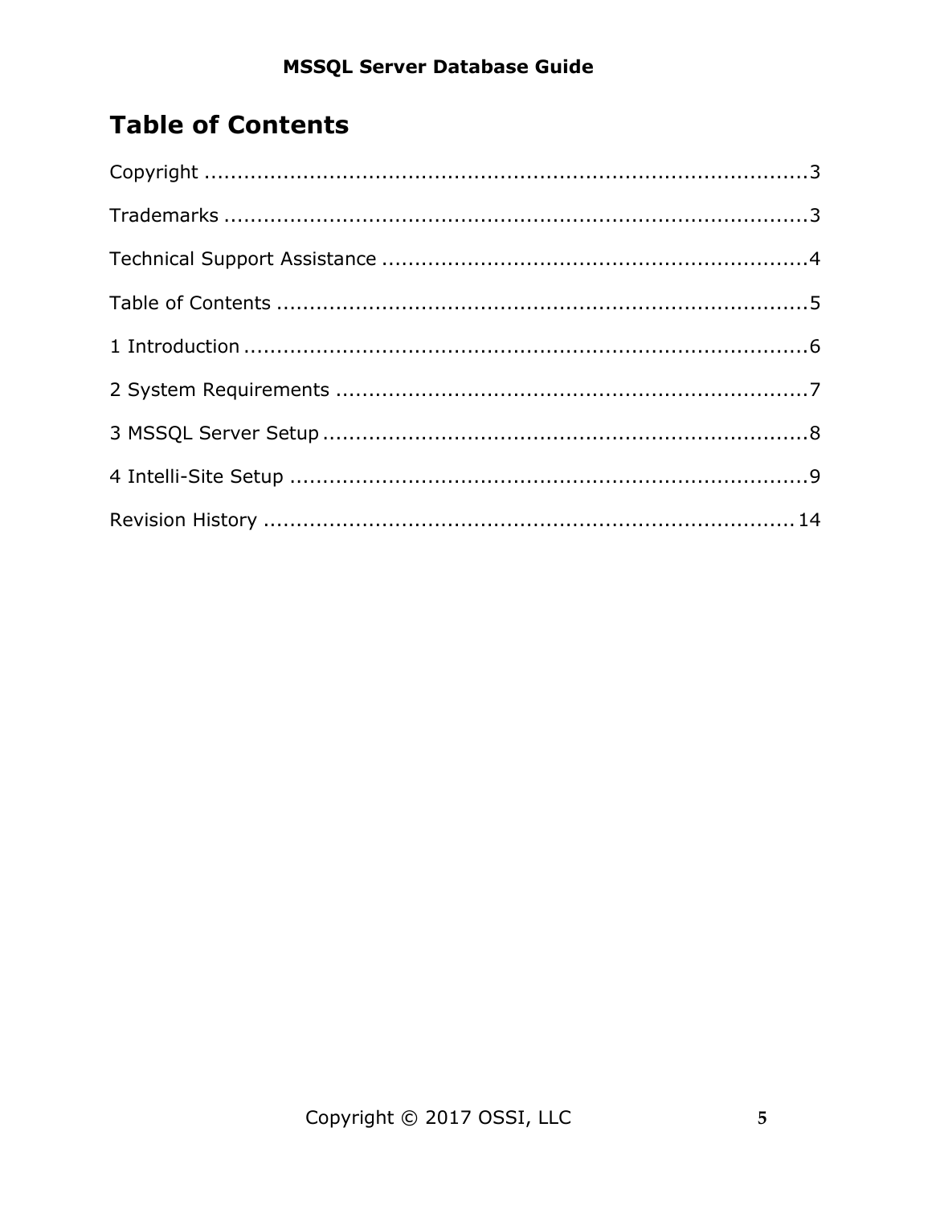# Table of Contents

Copyright .......................................................................................3

Trademarks .....................................................................................3

Technical Support Assistance ..........................................................4

Table of Contents ............................................................................5

1 Introduction .................................................................................6

2 System Requirements ...................................................................7

3 MSSQL Server Setup.....................................................................8

4 Intelli-Site Setup ..........................................................................9

Revision History ..............................................................................14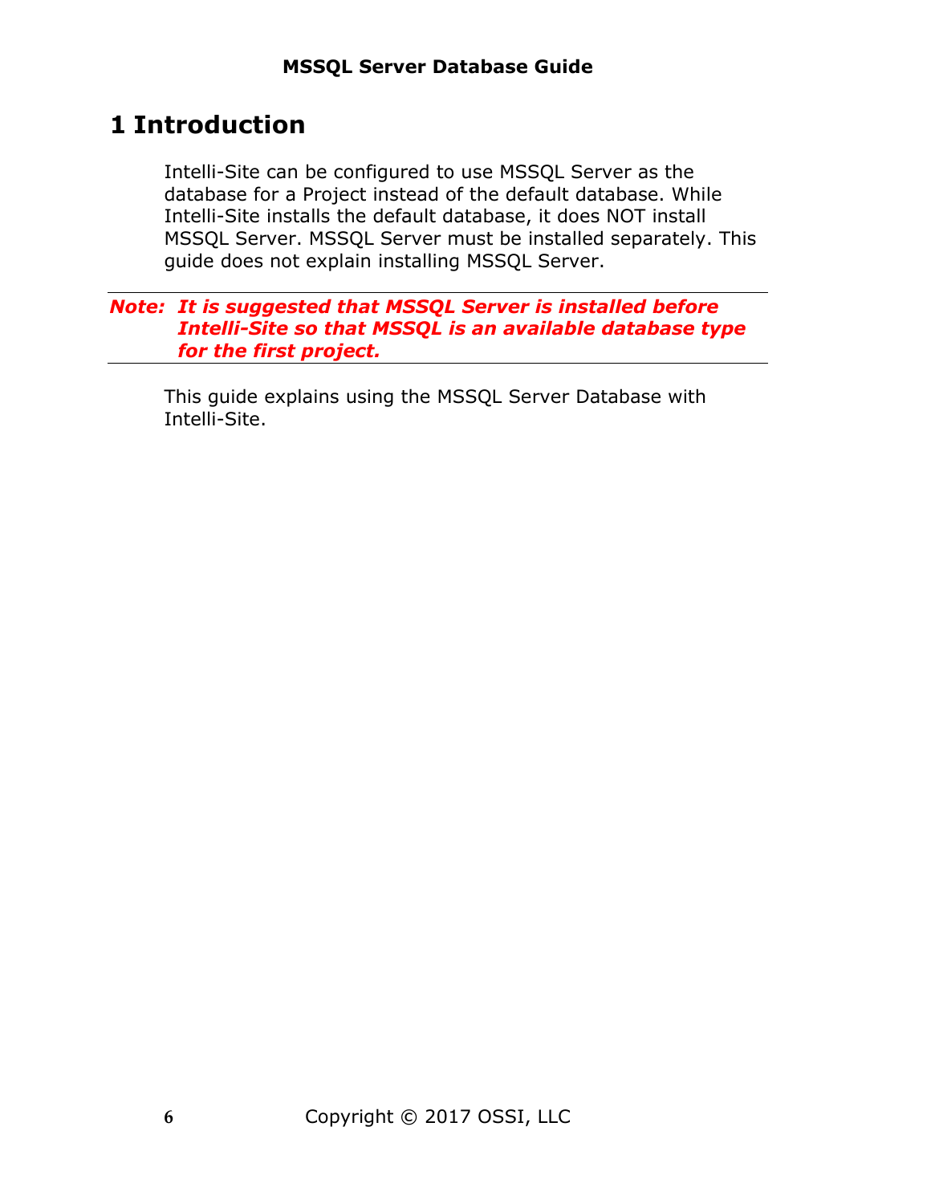# 1 Introduction

Intelli-Site can be configured to use MSSQL Server as the database for a Project instead of the default database. While Intelli-Site installs the default database, it does NOT install MSSQL Server. MSSQL Server must be installed separately. This guide does not explain installing MSSQL Server.

---

***Note: It is suggested that MSSQL Server is installed before Intelli-Site so that MSSQL is an available database type for the first project.***

---

This guide explains using the MSSQL Server Database with Intelli-Site.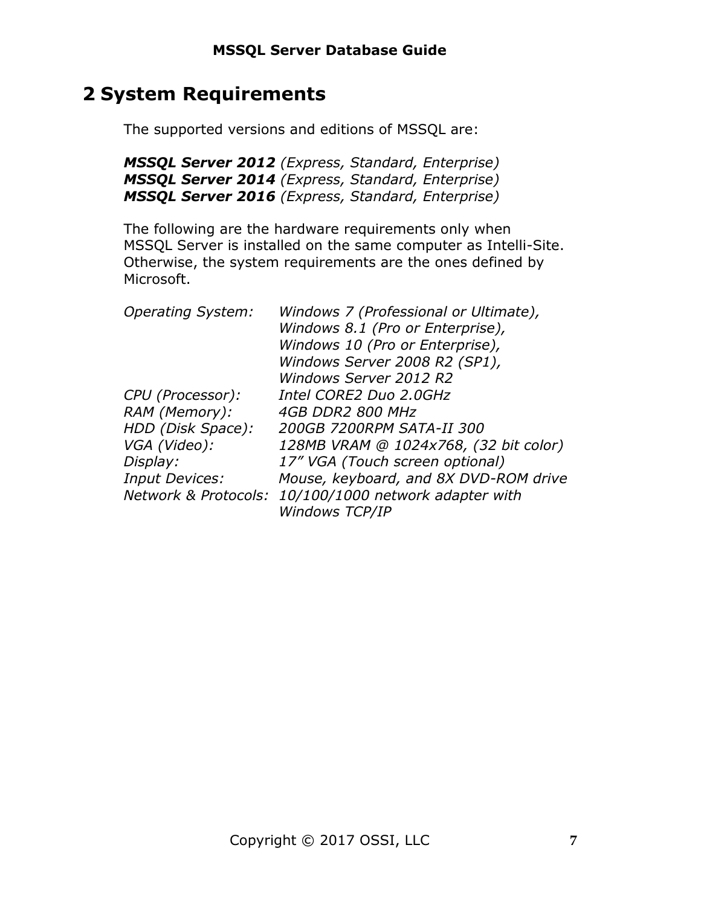# 2 System Requirements

The supported versions and editions of MSSQL are:

***MSSQL Server 2012*** *(Express, Standard, Enterprise)*
***MSSQL Server 2014*** *(Express, Standard, Enterprise)*
***MSSQL Server 2016*** *(Express, Standard, Enterprise)*

The following are the hardware requirements only when MSSQL Server is installed on the same computer as Intelli-Site. Otherwise, the system requirements are the ones defined by Microsoft.

| | |
|---|---|
| *Operating System:* | *Windows 7 (Professional or Ultimate), Windows 8.1 (Pro or Enterprise), Windows 10 (Pro or Enterprise), Windows Server 2008 R2 (SP1), Windows Server 2012 R2* |
| *CPU (Processor):* | *Intel CORE2 Duo 2.0GHz* |
| *RAM (Memory):* | *4GB DDR2 800 MHz* |
| *HDD (Disk Space):* | *200GB 7200RPM SATA-II 300* |
| *VGA (Video):* | *128MB VRAM @ 1024x768, (32 bit color)* |
| *Display:* | *17" VGA (Touch screen optional)* |
| *Input Devices:* | *Mouse, keyboard, and 8X DVD-ROM drive* |
| *Network & Protocols:* | *10/100/1000 network adapter with Windows TCP/IP* |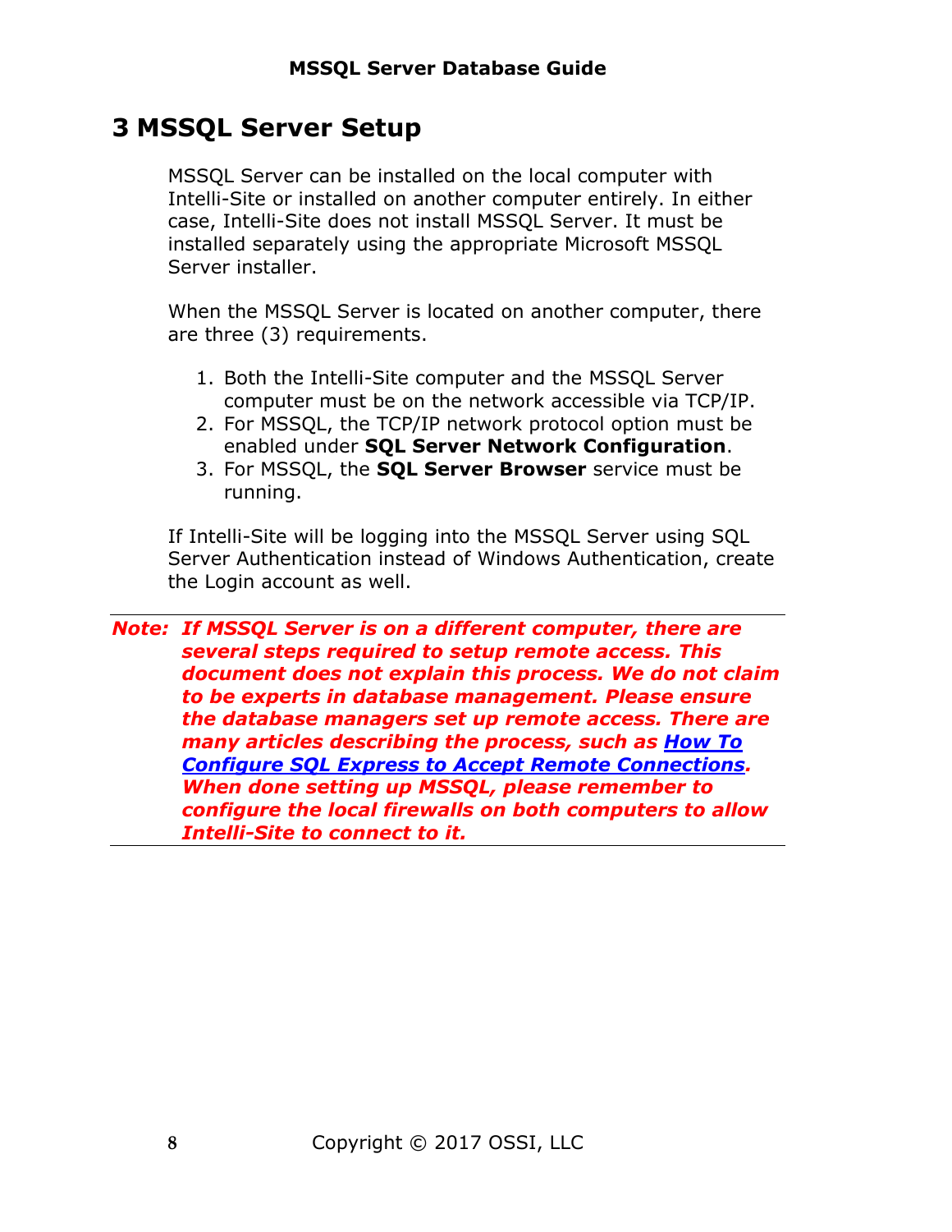# 3 MSSQL Server Setup

MSSQL Server can be installed on the local computer with Intelli-Site or installed on another computer entirely. In either case, Intelli-Site does not install MSSQL Server. It must be installed separately using the appropriate Microsoft MSSQL Server installer.

When the MSSQL Server is located on another computer, there are three (3) requirements.

1. Both the Intelli-Site computer and the MSSQL Server computer must be on the network accessible via TCP/IP.
2. For MSSQL, the TCP/IP network protocol option must be enabled under **SQL Server Network Configuration**.
3. For MSSQL, the **SQL Server Browser** service must be running.

If Intelli-Site will be logging into the MSSQL Server using SQL Server Authentication instead of Windows Authentication, create the Login account as well.

---

***Note: If MSSQL Server is on a different computer, there are several steps required to setup remote access. This document does not explain this process. We do not claim to be experts in database management. Please ensure the database managers set up remote access. There are many articles describing the process, such as How To Configure SQL Express to Accept Remote Connections. When done setting up MSSQL, please remember to configure the local firewalls on both computers to allow Intelli-Site to connect to it.***

---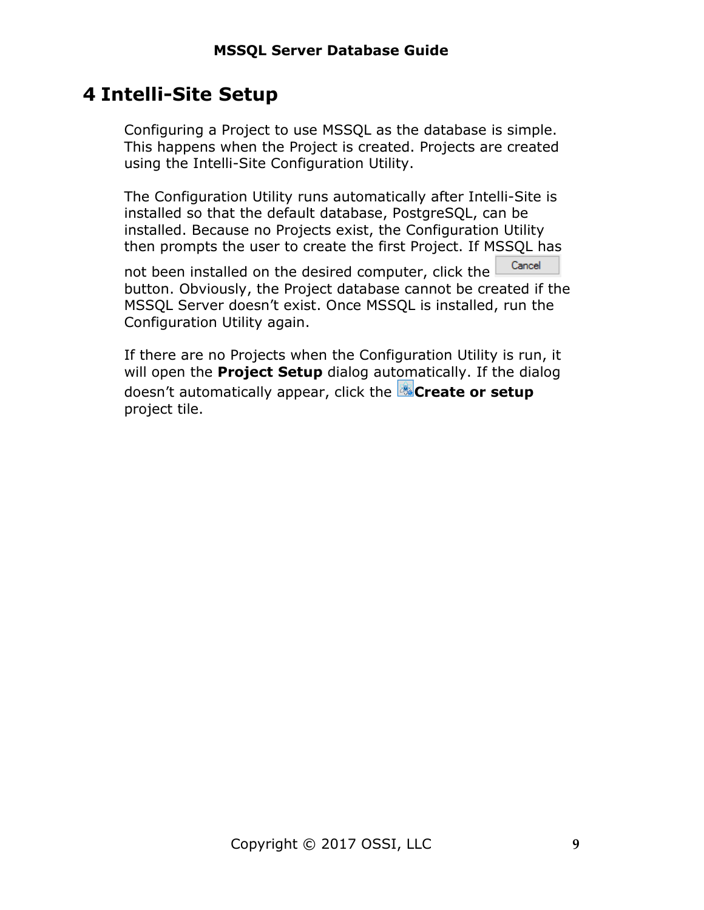# 4 Intelli-Site Setup

Configuring a Project to use MSSQL as the database is simple. This happens when the Project is created. Projects are created using the Intelli-Site Configuration Utility.

The Configuration Utility runs automatically after Intelli-Site is installed so that the default database, PostgreSQL, can be installed. Because no Projects exist, the Configuration Utility then prompts the user to create the first Project. If MSSQL has not been installed on the desired computer, click the Cancel button. Obviously, the Project database cannot be created if the MSSQL Server doesn't exist. Once MSSQL is installed, run the Configuration Utility again.

If there are no Projects when the Configuration Utility is run, it will open the **Project Setup** dialog automatically. If the dialog doesn't automatically appear, click the **Create or setup** project tile.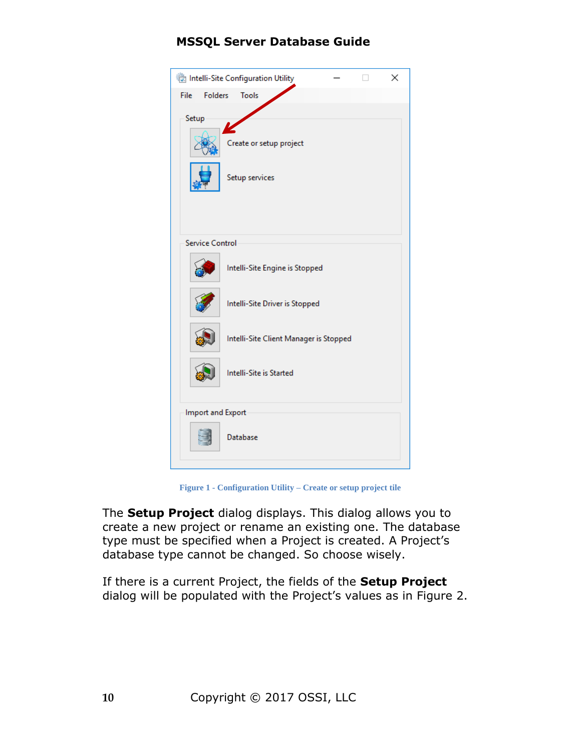Figure 1 - Configuration Utility – Create or setup project tile

The **Setup Project** dialog displays. This dialog allows you to create a new project or rename an existing one. The database type must be specified when a Project is created. A Project's database type cannot be changed. So choose wisely.

If there is a current Project, the fields of the **Setup Project** dialog will be populated with the Project's values as in Figure 2.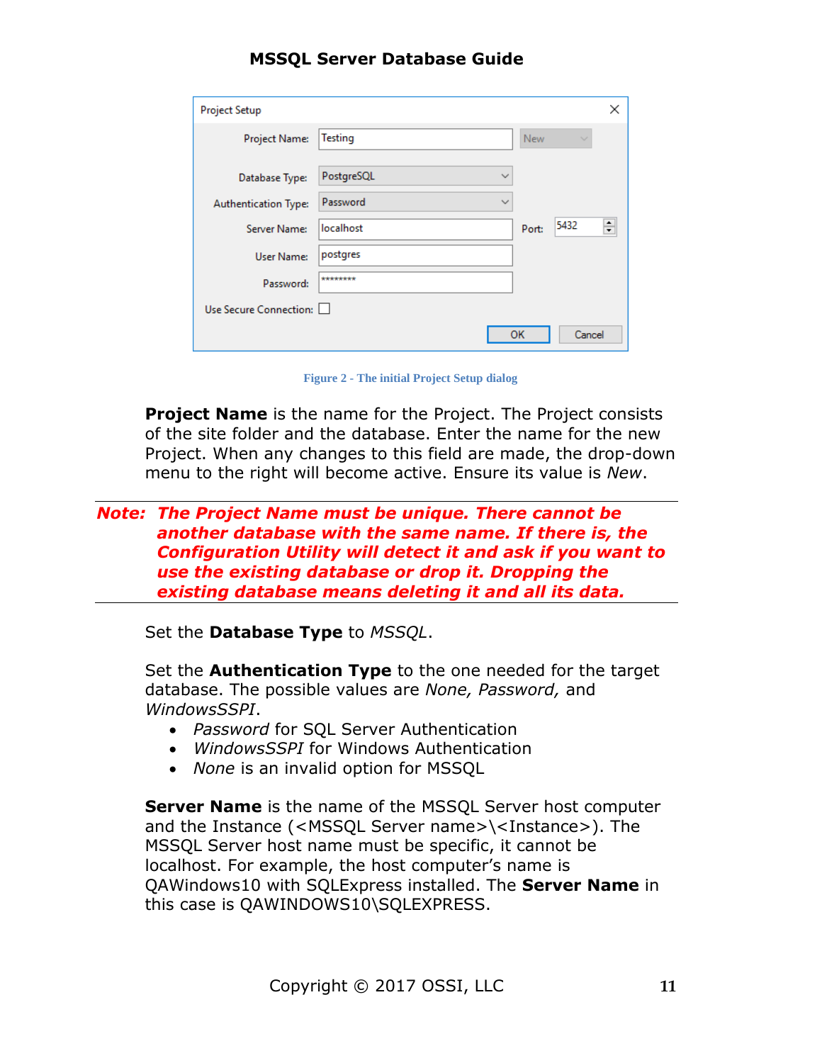Figure 2 - The initial Project Setup dialog

**Project Name** is the name for the Project. The Project consists of the site folder and the database. Enter the name for the new Project. When any changes to this field are made, the drop-down menu to the right will become active. Ensure its value is *New*.

---

***Note: The Project Name must be unique. There cannot be another database with the same name. If there is, the Configuration Utility will detect it and ask if you want to use the existing database or drop it. Dropping the existing database means deleting it and all its data.***

---

Set the **Database Type** to *MSSQL*.

Set the **Authentication Type** to the one needed for the target database. The possible values are *None, Password,* and *WindowsSSPI*.

- *Password* for SQL Server Authentication
- *WindowsSSPI* for Windows Authentication
- *None* is an invalid option for MSSQL

**Server Name** is the name of the MSSQL Server host computer and the Instance (<MSSQL Server name>\<Instance>). The MSSQL Server host name must be specific, it cannot be localhost. For example, the host computer's name is QAWindows10 with SQLExpress installed. The **Server Name** in this case is QAWINDOWS10\SQLEXPRESS.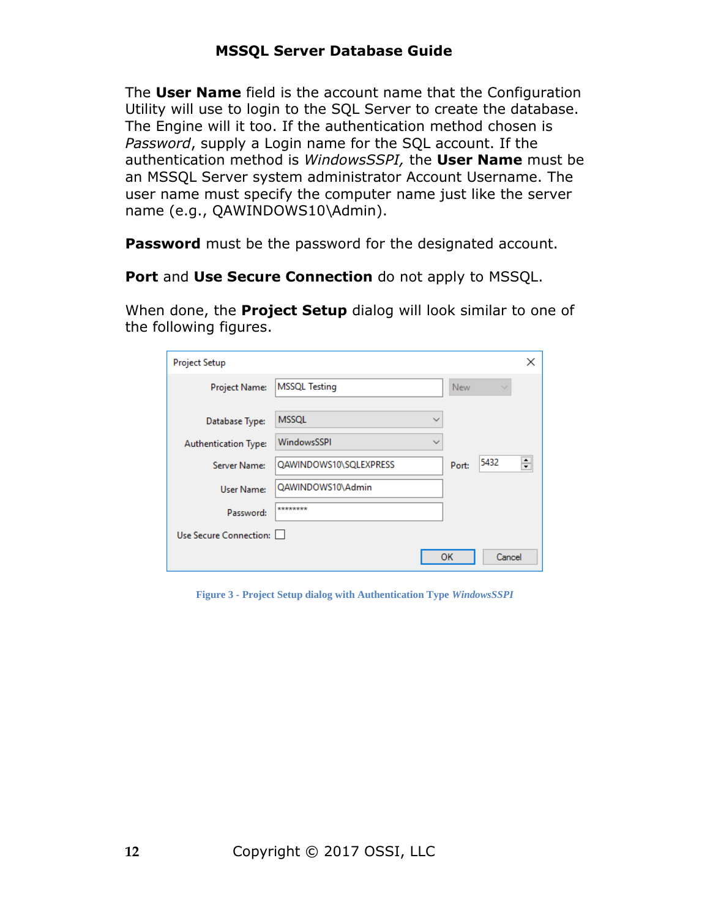The **User Name** field is the account name that the Configuration Utility will use to login to the SQL Server to create the database. The Engine will it too. If the authentication method chosen is *Password*, supply a Login name for the SQL account. If the authentication method is *WindowsSSPI,* the **User Name** must be an MSSQL Server system administrator Account Username. The user name must specify the computer name just like the server name (e.g., QAWINDOWS10\Admin).

**Password** must be the password for the designated account.

**Port** and **Use Secure Connection** do not apply to MSSQL.

When done, the **Project Setup** dialog will look similar to one of the following figures.

Project Setup

Project Name: MSSQL Testing

New

Database Type: MSSQL

Authentication Type: WindowsSSPI

Server Name: QAWINDOWS10\SQLEXPRESS

Port: 5432

User Name: QAWINDOWS10\Admin

Password: ********

Use Secure Connection:

OK

Cancel

**Figure 3 - Project Setup dialog with Authentication Type *WindowsSSPI***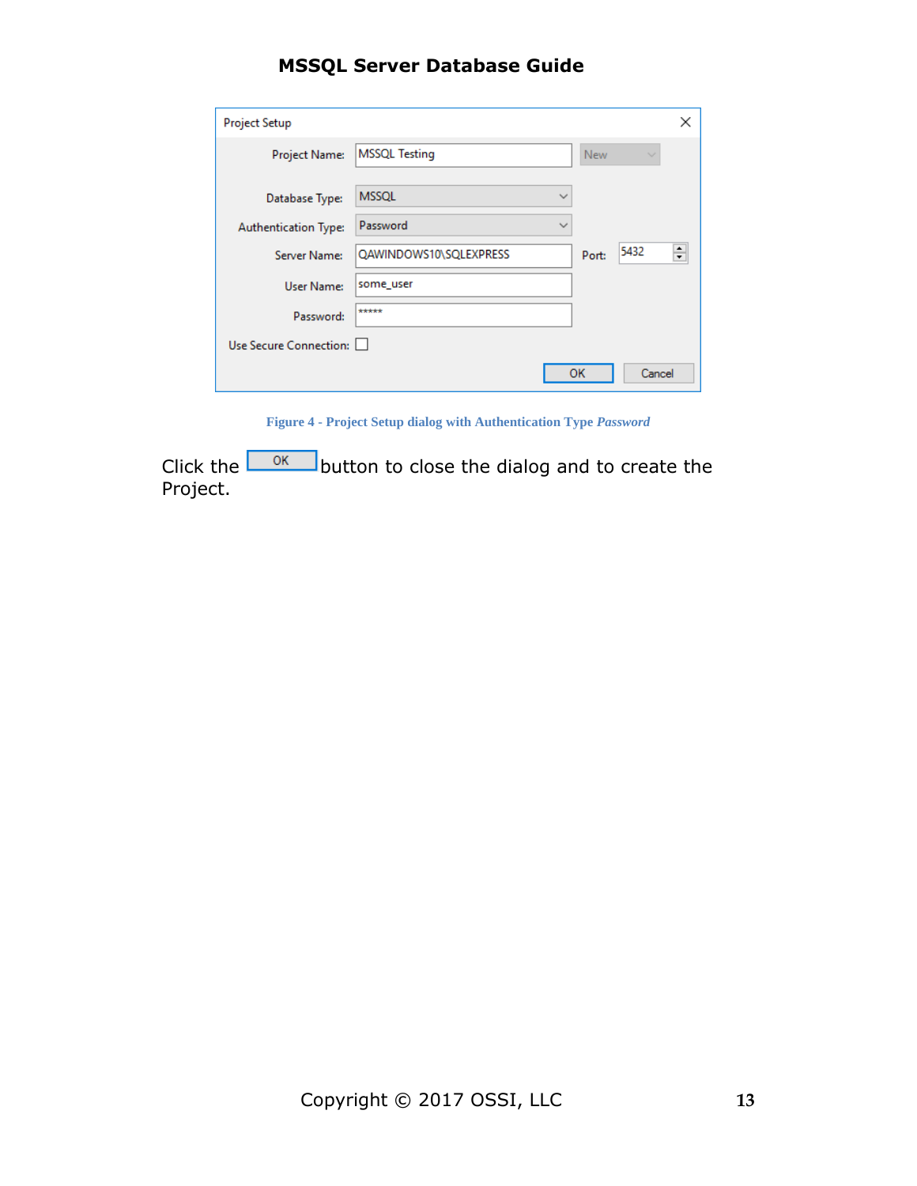Figure 4 - Project Setup dialog with Authentication Type *Password*

Click the OK button to close the dialog and to create the Project.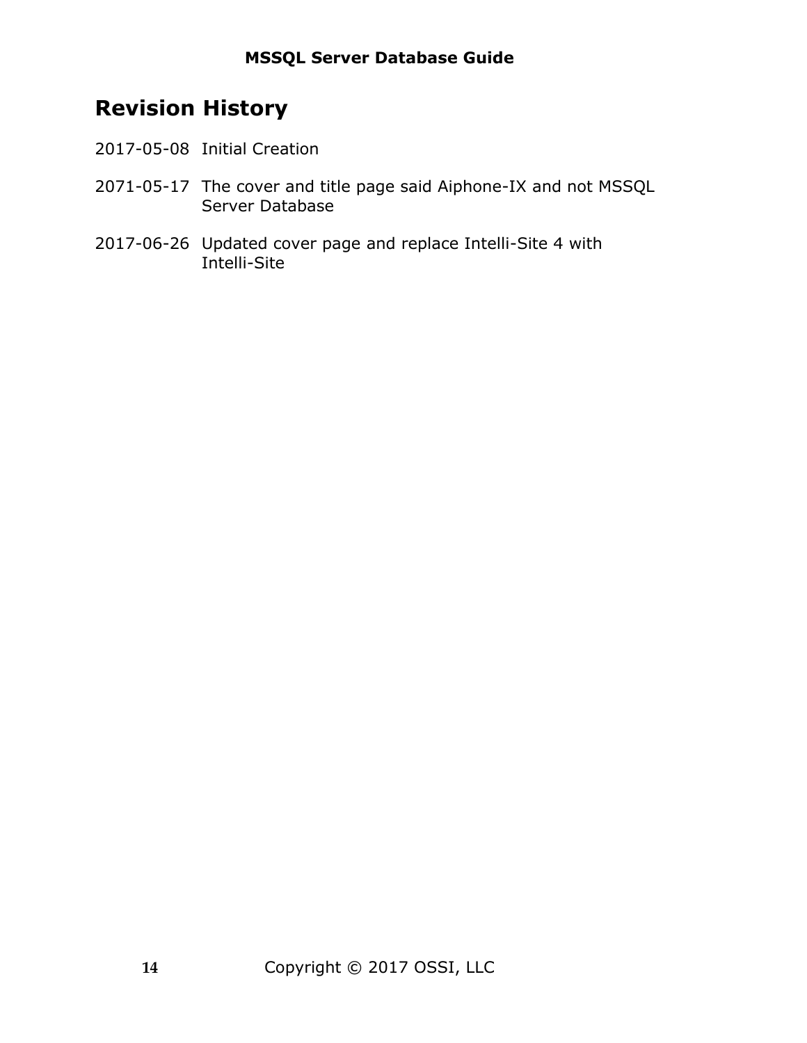# Revision History

| | |
|---|---|
| 2017-05-08 | Initial Creation |
| 2071-05-17 | The cover and title page said Aiphone-IX and not MSSQL Server Database |
| 2017-06-26 | Updated cover page and replace Intelli-Site 4 with Intelli-Site |